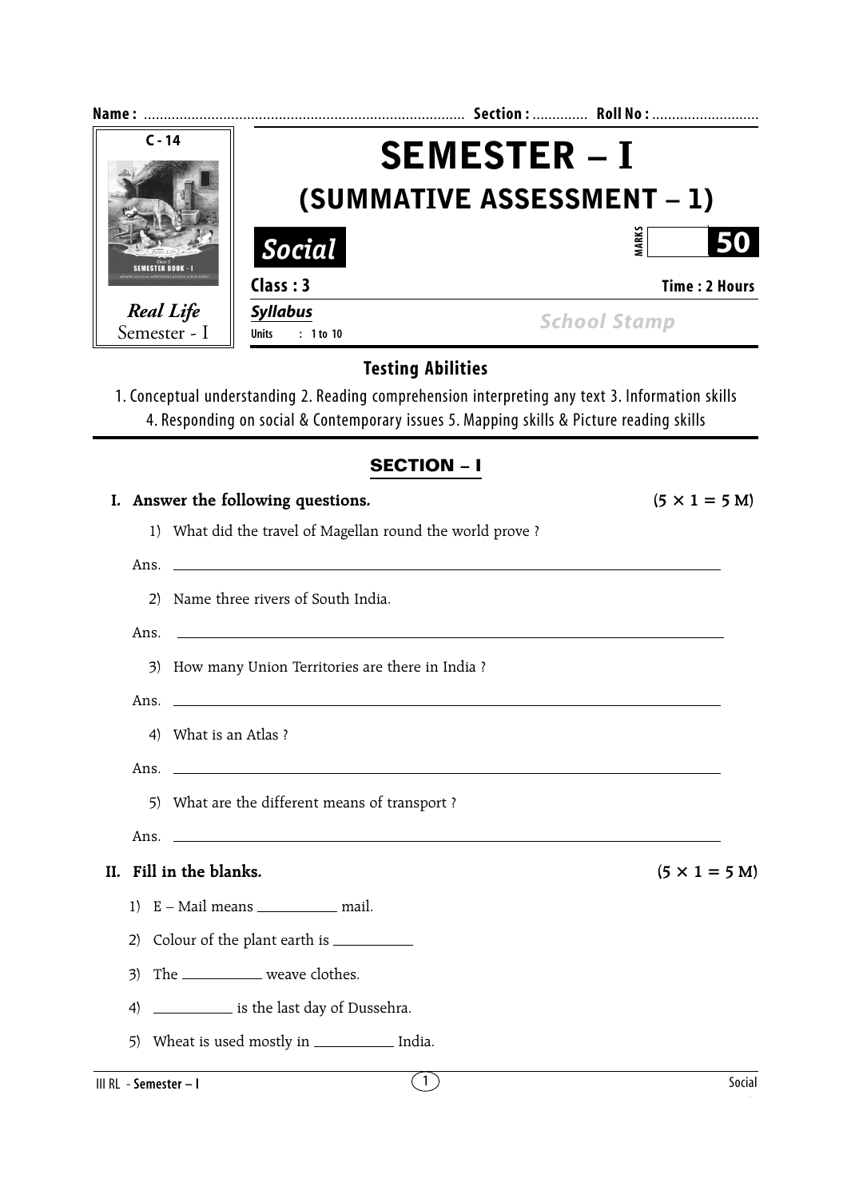Name : ................................................................................ Section : ............. Roll No : ..........................

C - 14

*Real Life*
Semester - I

# SEMESTER – I
## (SUMMATIVE ASSESSMENT – 1)

**Social**

MARKS **50**

**Class : 3** **Time : 2 Hours**

**Syllabus**
Units : 1 to 10

School Stamp

### Testing Abilities

1. Conceptual understanding 2. Reading comprehension interpreting any text 3. Information skills 4. Responding on social & Contemporary issues 5. Mapping skills & Picture reading skills

## SECTION – I

**I. Answer the following questions.** **(5 × 1 = 5 M)**

1) What did the travel of Magellan round the world prove ?

Ans. ______________________________________________

2) Name three rivers of South India.

Ans. ______________________________________________

3) How many Union Territories are there in India ?

Ans. ______________________________________________

4) What is an Atlas ?

Ans. ______________________________________________

5) What are the different means of transport ?

Ans. ______________________________________________

**II. Fill in the blanks.** **(5 × 1 = 5 M)**

1) E – Mail means __________ mail.

2) Colour of the plant earth is __________

3) The __________ weave clothes.

4) __________ is the last day of Dussehra.

5) Wheat is used mostly in __________ India.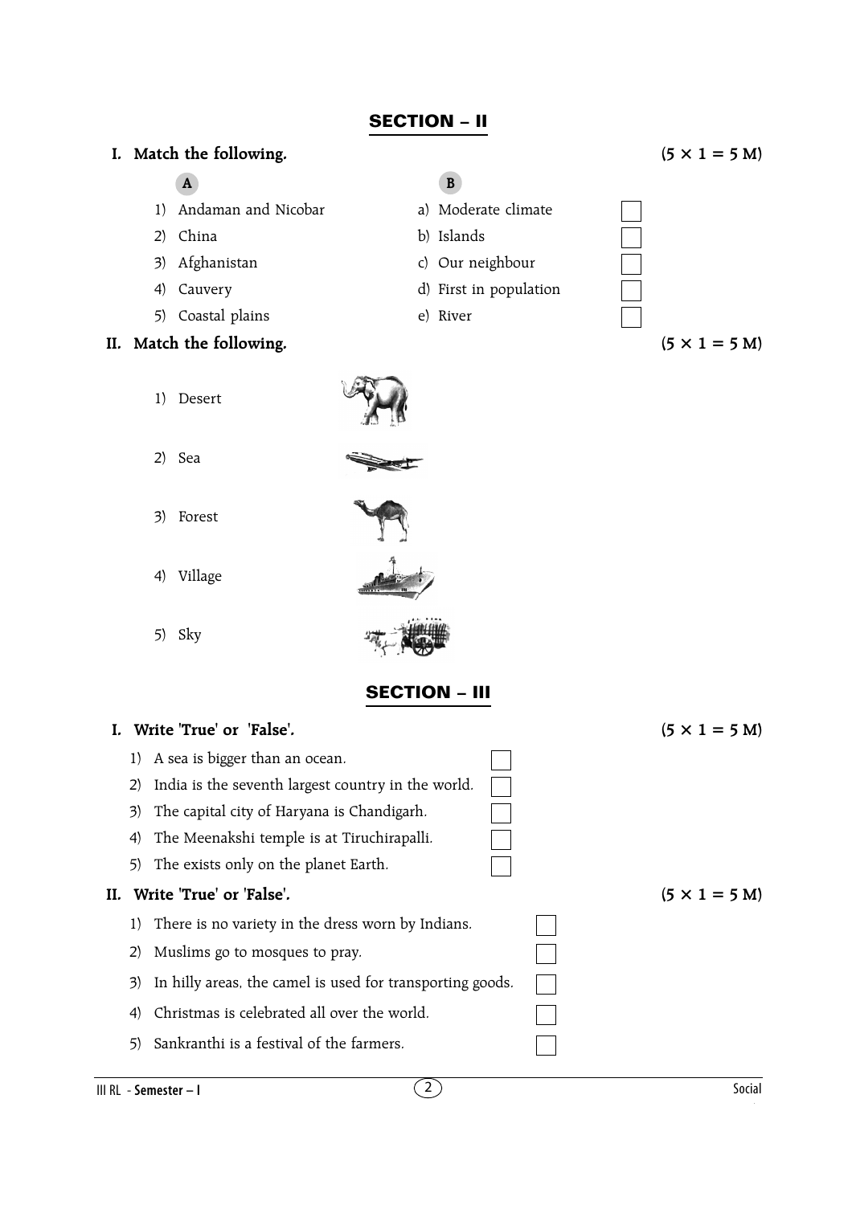## SECTION – II

**I. Match the following.** **(5 × 1 = 5 M)**

| A | B | |
|---|---|---|
| 1) Andaman and Nicobar | a) Moderate climate | [ ] |
| 2) China | b) Islands | [ ] |
| 3) Afghanistan | c) Our neighbour | [ ] |
| 4) Cauvery | d) First in population | [ ] |
| 5) Coastal plains | e) River | [ ] |

**II. Match the following.** **(5 × 1 = 5 M)**

1) Desert

2) Sea

3) Forest

4) Village

5) Sky

## SECTION – III

**I. Write 'True' or 'False'.** **(5 × 1 = 5 M)**

1) A sea is bigger than an ocean. [ ]
2) India is the seventh largest country in the world. [ ]
3) The capital city of Haryana is Chandigarh. [ ]
4) The Meenakshi temple is at Tiruchirapalli. [ ]
5) The exists only on the planet Earth. [ ]

**II. Write 'True' or 'False'.** **(5 × 1 = 5 M)**

1) There is no variety in the dress worn by Indians. [ ]
2) Muslims go to mosques to pray. [ ]
3) In hilly areas, the camel is used for transporting goods. [ ]
4) Christmas is celebrated all over the world. [ ]
5) Sankranthi is a festival of the farmers. [ ]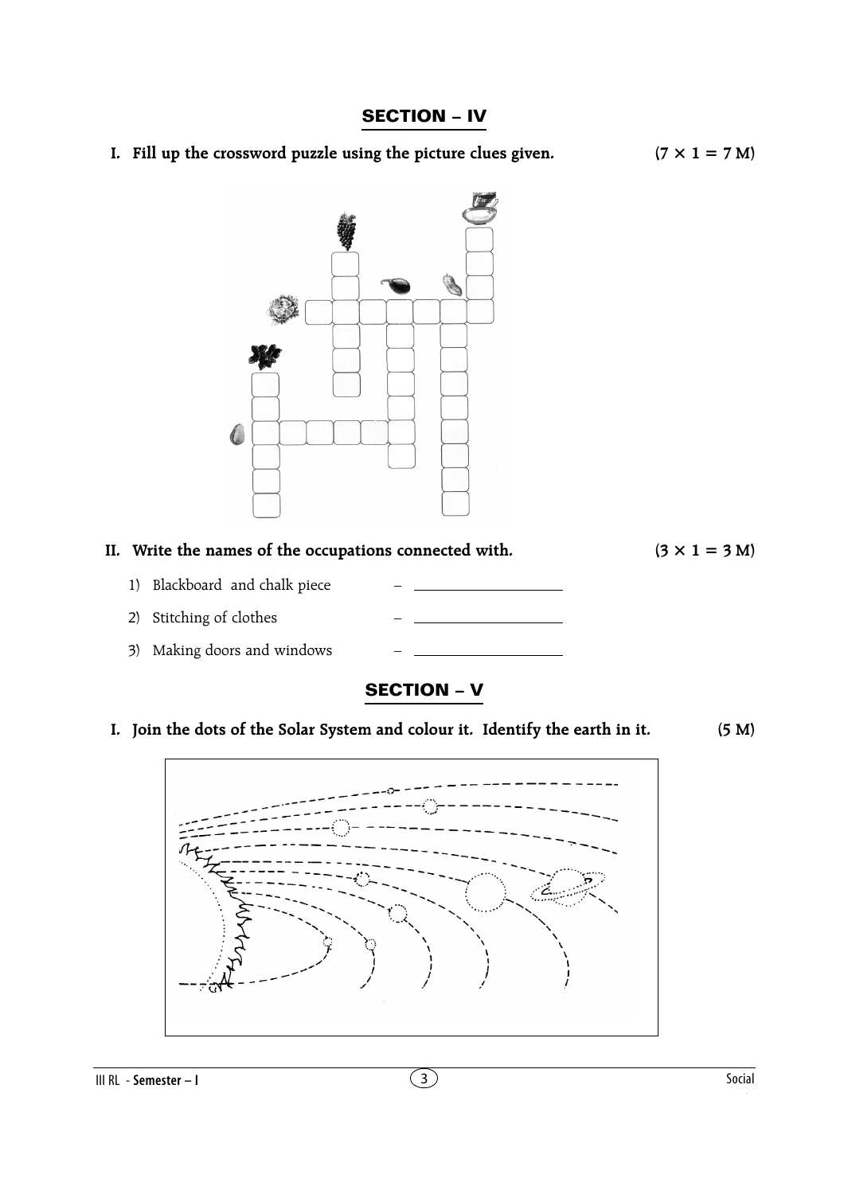## SECTION – IV

**I. Fill up the crossword puzzle using the picture clues given.** **(7 × 1 = 7 M)**

**II. Write the names of the occupations connected with.** **(3 × 1 = 3 M)**

1) Blackboard and chalk piece – \_\_\_\_\_\_\_\_\_\_\_\_\_\_\_\_\_\_

2) Stitching of clothes – \_\_\_\_\_\_\_\_\_\_\_\_\_\_\_\_\_\_

3) Making doors and windows – \_\_\_\_\_\_\_\_\_\_\_\_\_\_\_\_\_\_

## SECTION – V

**I. Join the dots of the Solar System and colour it. Identify the earth in it.** **(5 M)**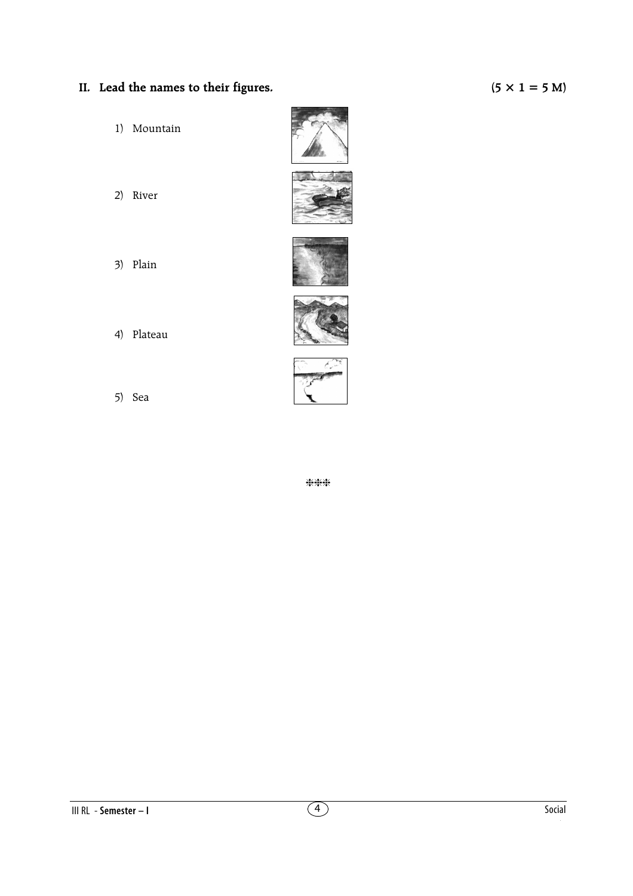## II. Lead the names to their figures. (5 × 1 = 5 M)

1) Mountain

2) River

3) Plain

4) Plateau

5) Sea

❋❋❋